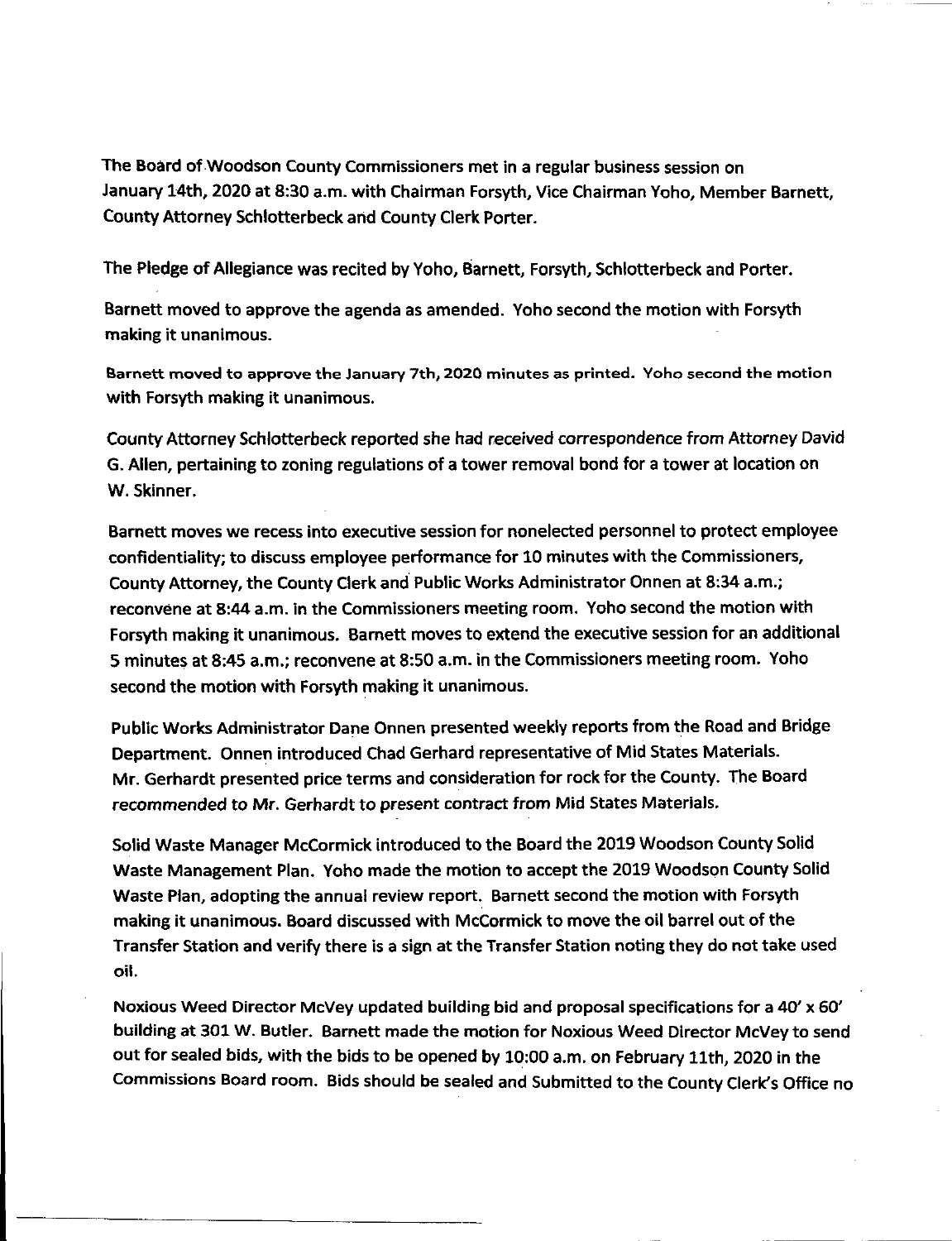The Board of Woodson County Commissioners met in a regular business session on January 14th, 2020 at 8:30 a.m. with Chairman Forsyth, Vice Chairman Yoho, Member Barnett, County Attorney Schlotterbeck and County Clerk Porter.

The Pledge of Allegiance was recited by Yoho, Barnett, Forsyth, Schlotterbeck and Porter.

Barnett moved to approve the agenda as amended. Yoho second the motion with Forsyth making it unanimous.

Barnett moved to approve the January 7th, 2020 minutes as printed. Yoho second the motion with Forsyth making it unanimous.

County Attorney Schlotterbeck reported she had received correspondence from Attorney David G. Allen, pertaining to zoning regulations of a tower removal bond for a tower at location on W. Skinner.

Barnett moves we recess into executive session for nonelected personnel to protect employee confidentiality; to discuss employee performance for 10 minutes with the Commissioners, County Attorney, the County Clerk and Public Works Administrator Onnen at 8:34 a.m.; reconvene at 8:44 a.m. in the Commissioners meeting room. Yoho second the motion with Forsyth making it unanimous. Barnett moves to extend the executive session for an additional 5 minutes at 8:45 a.m.; reconvene at 8:50 a.m. in the Commissioners meeting room. Yoho second the motion with Forsyth making it unanimous.

Public Works Administrator Dane Onnen presented weekly reports from the Road and Bridge Department. Onnen introduced Chad Gerhard representative of Mid States Materials. Mr. Gerhardt presented price terms and consideration for rock for the County. The Board recommended to Mr. Gerhardt to present contract from Mid States Materials.

Solid Waste Manager McCormick introduced to the Board the 2019 Woodson County Solid Waste Management Plan. Yoho made the motion to accept the 2019 Woodson County Solid Waste Plan, adopting the annual review report. Barnett second the motion with Forsyth making it unanimous. Board discussed with McCormick to move the oil barrel out of the Transfer Station and verify there is a sign at the Transfer Station noting they do not take used oil.

Noxious Weed Director McVey updated building bid and proposal specifications for a 40' x 60' building at 301 W. Butler. Barnett made the motion for Noxious Weed Director McVey to send out for sealed bids, with the bids to be opened by 10:00 a.m. on February 11th, 2020 in the Commissions Board room. Bids should be sealed and Submitted to the County Clerk's Office no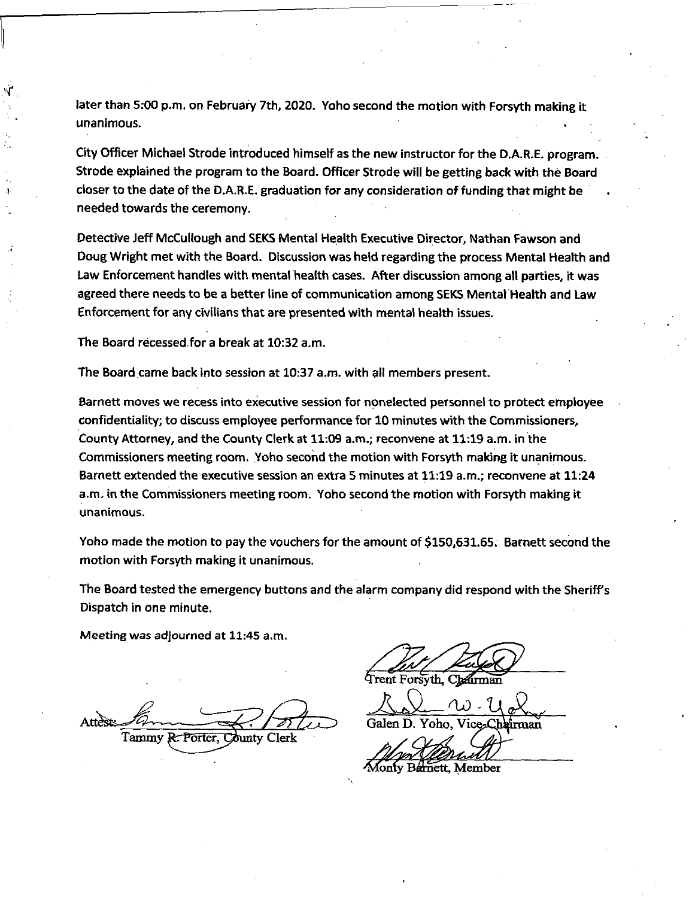later than 5:00 p.m. on February 7th, 2020. Yoho second the motion with Forsyth making it unanimous.

City Officer Michael Strode introduced himself as the new instructor for the D.A.R.E. program. Strode explained the program to the Board. Officer Strode will be getting back with the Board closer to the date of the D.A.R.E. graduation for any consideration of funding that might be needed towards the ceremony.

Detective Jeff McCullough and SEKS Mental Health Executive Director, Nathan Fawson and Doug Wright met with the Board. Discussion was held regarding the process Mental Health and Law Enforcement handles with mental health cases. After discussion among all parties, it was agreed there needs to be a better line of communication among SEKS Mental Health and Law Enforcement for any civilians that are presented with mental health issues.

The Board recessed for a break at 10:32 a.m.

The Board came back into session at 10:37 a.m. with all members present.

Barnett moves we recess into executive session for nonelected personnel to protect employee confidentiality; to discuss employee performance for 10 minutes with the Commissioners, County Attorney, and the County Clerk at 11:09 a.m.; reconvene at 11:19 a.m. in the Commissioners meeting room. Yoho second the motion with Forsyth making it unanimous. Barnett extended the executive session an extra 5 minutes at 11:19 a.m.; reconvene at 11:24 a.m. in the Commissioners meeting room. Yoho second the motion with Forsyth making it unanimous.

Yoho made the motion to pay the vouchers for the amount of $150,631.65. Barnett second the motion with Forsyth making it unanimous.

The Board tested the emergency buttons and the alarm company did respond with the Sheriff's Dispatch in one minute.

Meeting was adjourned at 11:45 a.m.

Trent Forsyth, Chairman

Galen D. Yoho, Vice-Chairman

Monty Barnett, Member

Attest: Tammy R. Porter, County Clerk